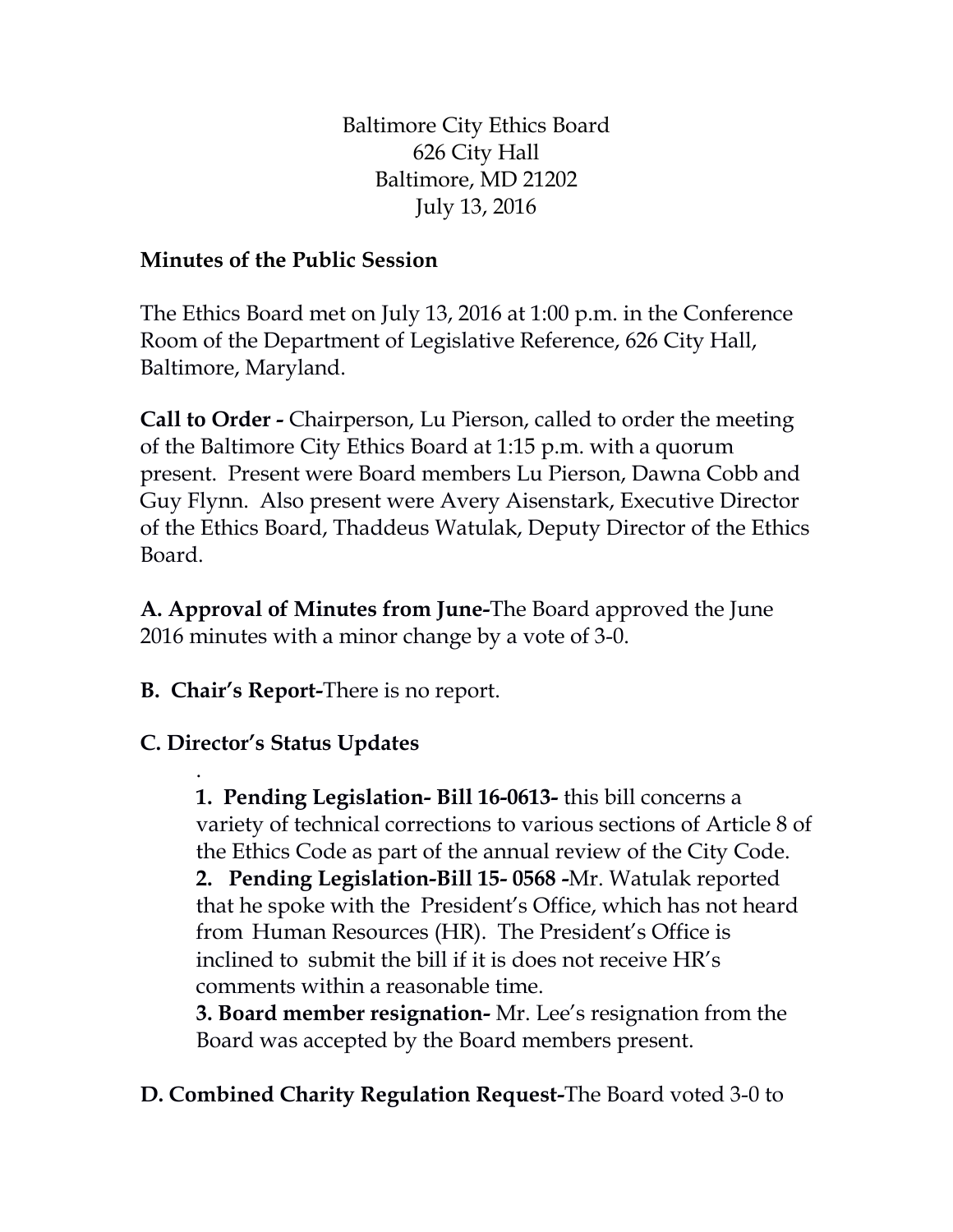Baltimore City Ethics Board
626 City Hall
Baltimore, MD 21202
July 13, 2016

**Minutes of the Public Session**

The Ethics Board met on July 13, 2016 at 1:00 p.m. in the Conference Room of the Department of Legislative Reference, 626 City Hall, Baltimore, Maryland.

**Call to Order -** Chairperson, Lu Pierson, called to order the meeting of the Baltimore City Ethics Board at 1:15 p.m. with a quorum present. Present were Board members Lu Pierson, Dawna Cobb and Guy Flynn. Also present were Avery Aisenstark, Executive Director of the Ethics Board, Thaddeus Watulak, Deputy Director of the Ethics Board.

**A. Approval of Minutes from June-**The Board approved the June 2016 minutes with a minor change by a vote of 3-0.

**B. Chair's Report-**There is no report.

**C. Director's Status Updates**

.

**1. Pending Legislation- Bill 16-0613-** this bill concerns a variety of technical corrections to various sections of Article 8 of the Ethics Code as part of the annual review of the City Code.

**2. Pending Legislation-Bill 15- 0568 -**Mr. Watulak reported that he spoke with the President's Office, which has not heard from Human Resources (HR). The President's Office is inclined to submit the bill if it is does not receive HR's comments within a reasonable time.

**3. Board member resignation-** Mr. Lee's resignation from the Board was accepted by the Board members present.

**D. Combined Charity Regulation Request-**The Board voted 3-0 to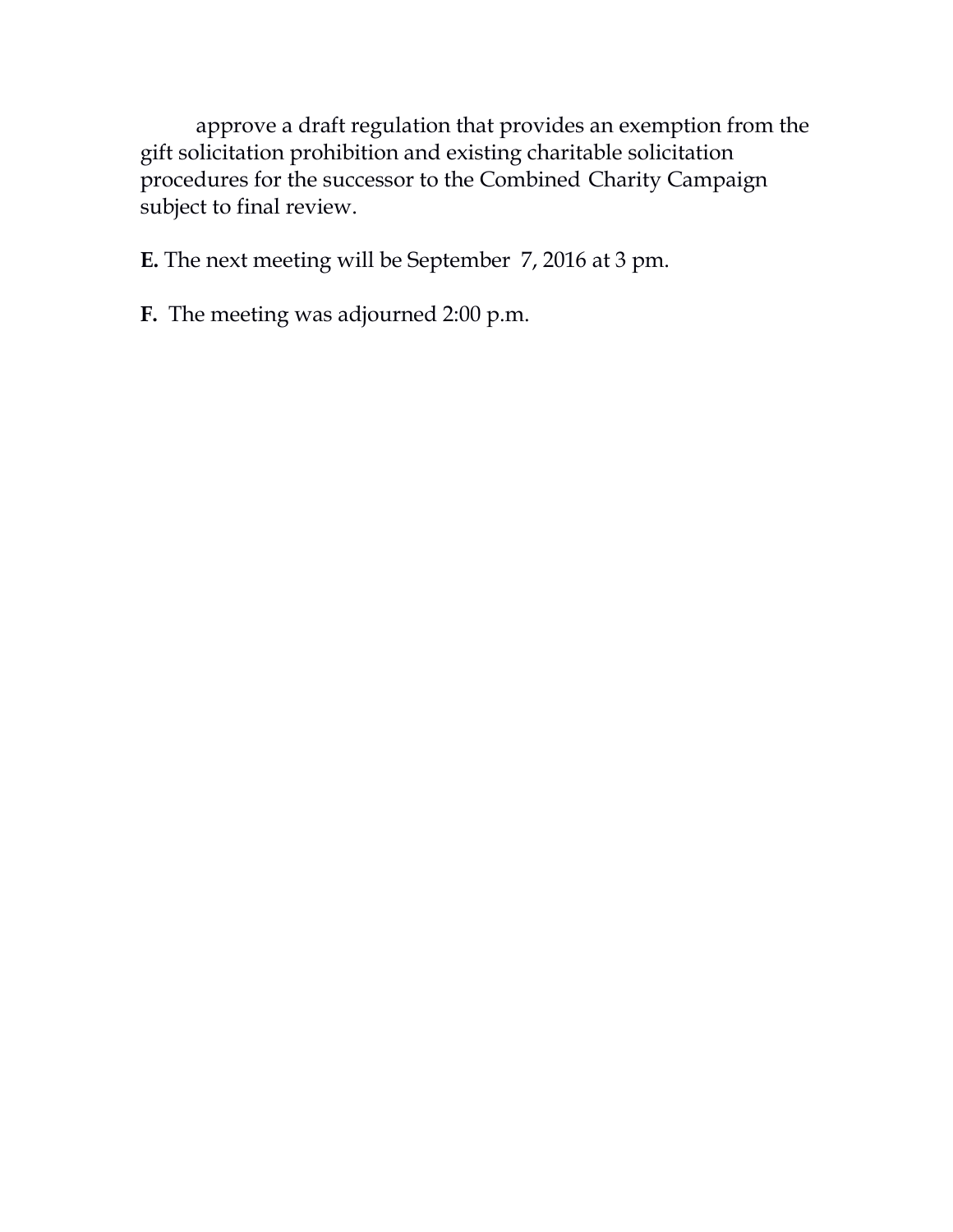approve a draft regulation that provides an exemption from the gift solicitation prohibition and existing charitable solicitation procedures for the successor to the Combined Charity Campaign subject to final review.

**E.** The next meeting will be September 7, 2016 at 3 pm.

**F.** The meeting was adjourned 2:00 p.m.